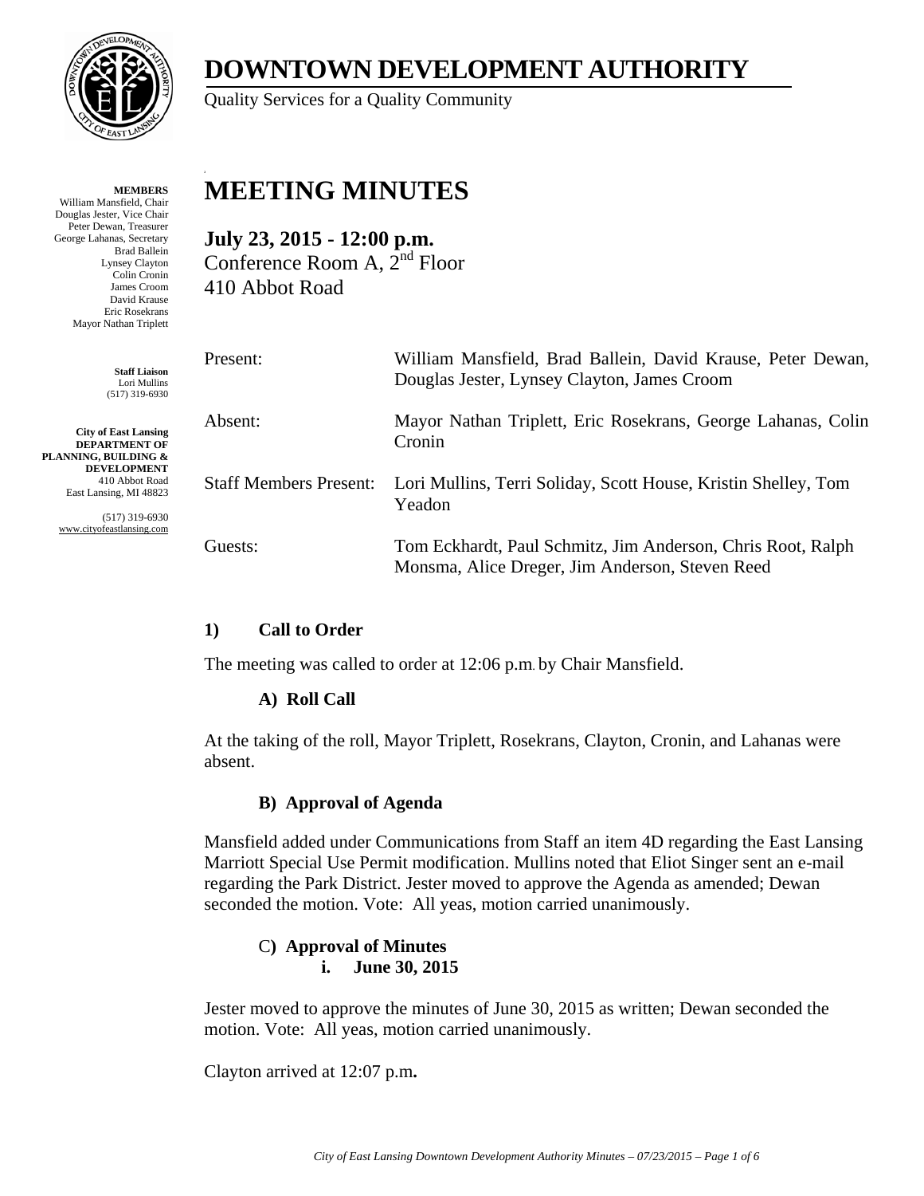# DOWNTOWN DEVELOPMENT AUTHORITY

Quality Services for a Quality Community

**MEMBERS**
William Mansfield, Chair
Douglas Jester, Vice Chair
Peter Dewan, Treasurer
George Lahanas, Secretary
Brad Ballein
Lynsey Clayton
Colin Cronin
James Croom
David Krause
Eric Rosekrans
Mayor Nathan Triplett

**Staff Liaison**
Lori Mullins
(517) 319-6930

**City of East Lansing**
**DEPARTMENT OF PLANNING, BUILDING & DEVELOPMENT**
410 Abbot Road
East Lansing, MI 48823

(517) 319-6930
www.cityofeastlansing.com

# MEETING MINUTES

## July 23, 2015 - 12:00 p.m.

Conference Room A, 2nd Floor
410 Abbot Road

| | |
|---|---|
| Present: | William Mansfield, Brad Ballein, David Krause, Peter Dewan, Douglas Jester, Lynsey Clayton, James Croom |
| Absent: | Mayor Nathan Triplett, Eric Rosekrans, George Lahanas, Colin Cronin |
| Staff Members Present: | Lori Mullins, Terri Soliday, Scott House, Kristin Shelley, Tom Yeadon |
| Guests: | Tom Eckhardt, Paul Schmitz, Jim Anderson, Chris Root, Ralph Monsma, Alice Dreger, Jim Anderson, Steven Reed |

### 1) Call to Order

The meeting was called to order at 12:06 p.m. by Chair Mansfield.

#### A) Roll Call

At the taking of the roll, Mayor Triplett, Rosekrans, Clayton, Cronin, and Lahanas were absent.

#### B) Approval of Agenda

Mansfield added under Communications from Staff an item 4D regarding the East Lansing Marriott Special Use Permit modification. Mullins noted that Eliot Singer sent an e-mail regarding the Park District. Jester moved to approve the Agenda as amended; Dewan seconded the motion. Vote: All yeas, motion carried unanimously.

#### C) Approval of Minutes

**i. June 30, 2015**

Jester moved to approve the minutes of June 30, 2015 as written; Dewan seconded the motion. Vote: All yeas, motion carried unanimously.

Clayton arrived at 12:07 p.m.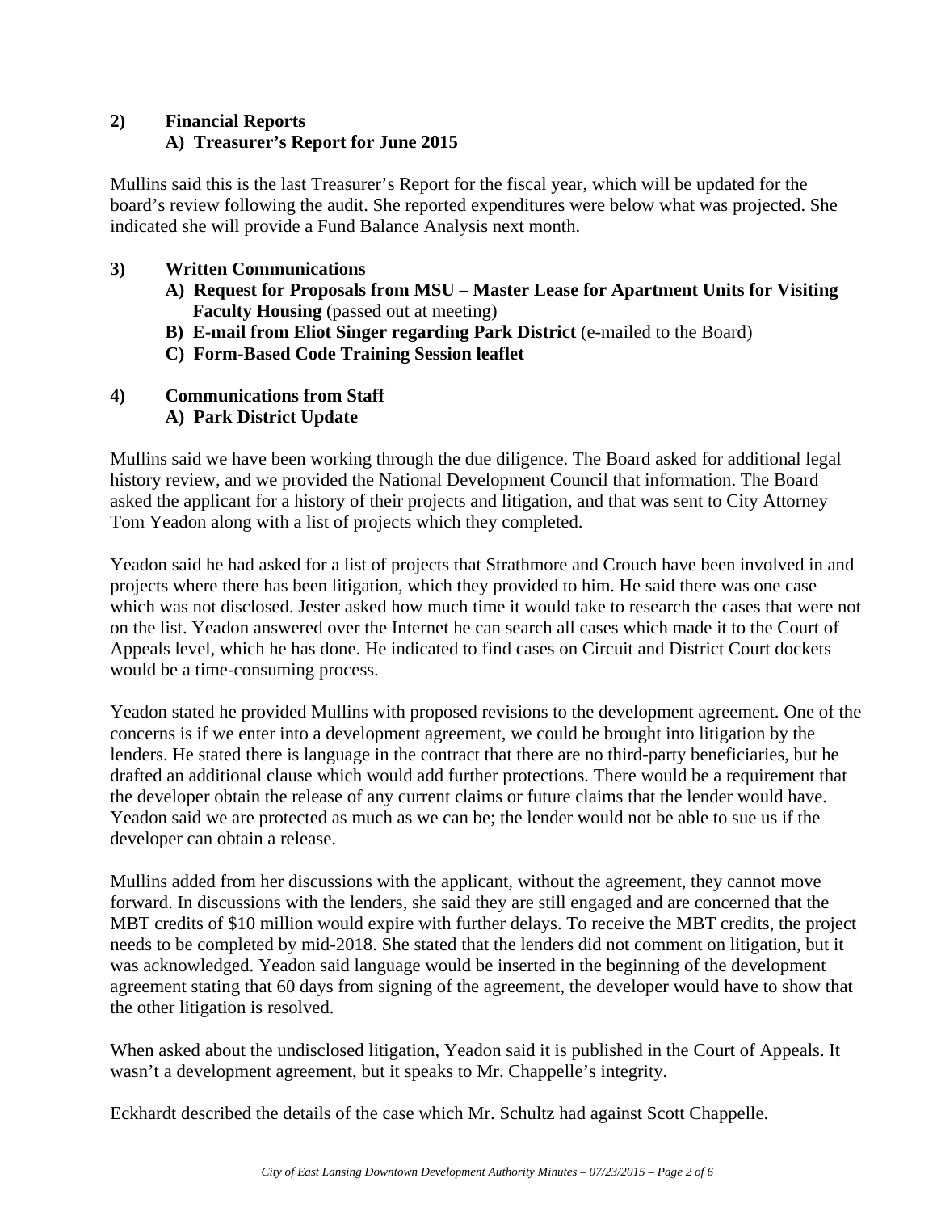**2) Financial Reports**

**A) Treasurer's Report for June 2015**

Mullins said this is the last Treasurer's Report for the fiscal year, which will be updated for the board's review following the audit. She reported expenditures were below what was projected. She indicated she will provide a Fund Balance Analysis next month.

**3) Written Communications**

**A) Request for Proposals from MSU – Master Lease for Apartment Units for Visiting Faculty Housing** (passed out at meeting)

**B) E-mail from Eliot Singer regarding Park District** (e-mailed to the Board)

**C) Form-Based Code Training Session leaflet**

**4) Communications from Staff**

**A) Park District Update**

Mullins said we have been working through the due diligence. The Board asked for additional legal history review, and we provided the National Development Council that information. The Board asked the applicant for a history of their projects and litigation, and that was sent to City Attorney Tom Yeadon along with a list of projects which they completed.

Yeadon said he had asked for a list of projects that Strathmore and Crouch have been involved in and projects where there has been litigation, which they provided to him. He said there was one case which was not disclosed. Jester asked how much time it would take to research the cases that were not on the list. Yeadon answered over the Internet he can search all cases which made it to the Court of Appeals level, which he has done. He indicated to find cases on Circuit and District Court dockets would be a time-consuming process.

Yeadon stated he provided Mullins with proposed revisions to the development agreement. One of the concerns is if we enter into a development agreement, we could be brought into litigation by the lenders. He stated there is language in the contract that there are no third-party beneficiaries, but he drafted an additional clause which would add further protections. There would be a requirement that the developer obtain the release of any current claims or future claims that the lender would have. Yeadon said we are protected as much as we can be; the lender would not be able to sue us if the developer can obtain a release.

Mullins added from her discussions with the applicant, without the agreement, they cannot move forward. In discussions with the lenders, she said they are still engaged and are concerned that the MBT credits of $10 million would expire with further delays. To receive the MBT credits, the project needs to be completed by mid-2018. She stated that the lenders did not comment on litigation, but it was acknowledged. Yeadon said language would be inserted in the beginning of the development agreement stating that 60 days from signing of the agreement, the developer would have to show that the other litigation is resolved.

When asked about the undisclosed litigation, Yeadon said it is published in the Court of Appeals. It wasn't a development agreement, but it speaks to Mr. Chappelle's integrity.

Eckhardt described the details of the case which Mr. Schultz had against Scott Chappelle.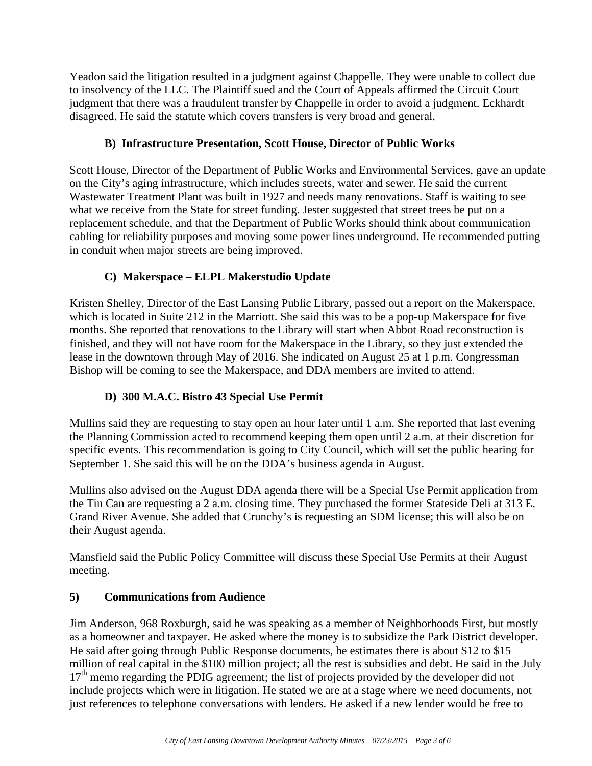Yeadon said the litigation resulted in a judgment against Chappelle. They were unable to collect due to insolvency of the LLC. The Plaintiff sued and the Court of Appeals affirmed the Circuit Court judgment that there was a fraudulent transfer by Chappelle in order to avoid a judgment. Eckhardt disagreed. He said the statute which covers transfers is very broad and general.

### B) Infrastructure Presentation, Scott House, Director of Public Works

Scott House, Director of the Department of Public Works and Environmental Services, gave an update on the City's aging infrastructure, which includes streets, water and sewer. He said the current Wastewater Treatment Plant was built in 1927 and needs many renovations. Staff is waiting to see what we receive from the State for street funding. Jester suggested that street trees be put on a replacement schedule, and that the Department of Public Works should think about communication cabling for reliability purposes and moving some power lines underground. He recommended putting in conduit when major streets are being improved.

### C) Makerspace – ELPL Makerstudio Update

Kristen Shelley, Director of the East Lansing Public Library, passed out a report on the Makerspace, which is located in Suite 212 in the Marriott. She said this was to be a pop-up Makerspace for five months. She reported that renovations to the Library will start when Abbot Road reconstruction is finished, and they will not have room for the Makerspace in the Library, so they just extended the lease in the downtown through May of 2016. She indicated on August 25 at 1 p.m. Congressman Bishop will be coming to see the Makerspace, and DDA members are invited to attend.

### D) 300 M.A.C. Bistro 43 Special Use Permit

Mullins said they are requesting to stay open an hour later until 1 a.m. She reported that last evening the Planning Commission acted to recommend keeping them open until 2 a.m. at their discretion for specific events. This recommendation is going to City Council, which will set the public hearing for September 1. She said this will be on the DDA's business agenda in August.

Mullins also advised on the August DDA agenda there will be a Special Use Permit application from the Tin Can are requesting a 2 a.m. closing time. They purchased the former Stateside Deli at 313 E. Grand River Avenue. She added that Crunchy's is requesting an SDM license; this will also be on their August agenda.

Mansfield said the Public Policy Committee will discuss these Special Use Permits at their August meeting.

## 5) Communications from Audience

Jim Anderson, 968 Roxburgh, said he was speaking as a member of Neighborhoods First, but mostly as a homeowner and taxpayer. He asked where the money is to subsidize the Park District developer. He said after going through Public Response documents, he estimates there is about $12 to $15 million of real capital in the $100 million project; all the rest is subsidies and debt. He said in the July 17th memo regarding the PDIG agreement; the list of projects provided by the developer did not include projects which were in litigation. He stated we are at a stage where we need documents, not just references to telephone conversations with lenders. He asked if a new lender would be free to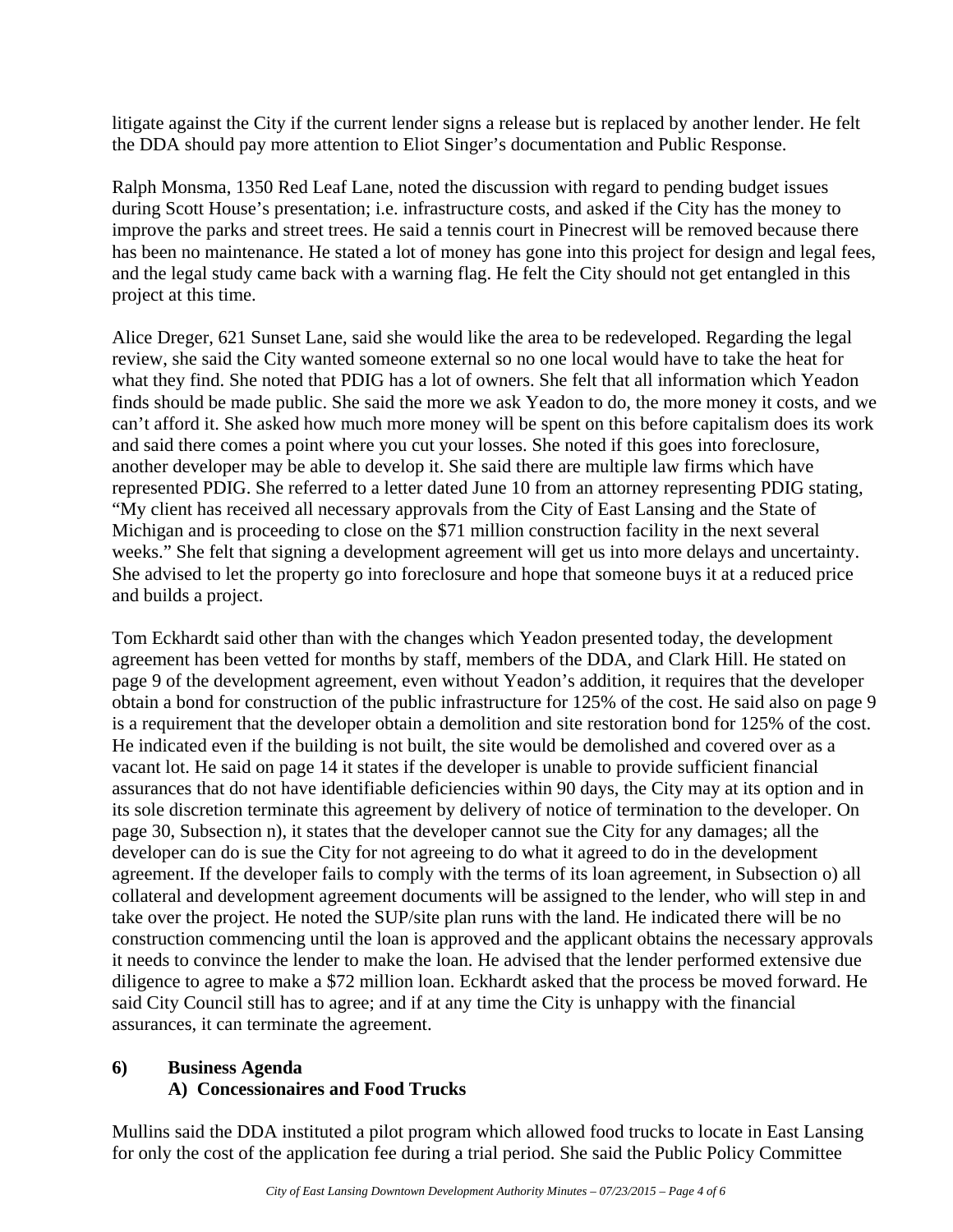litigate against the City if the current lender signs a release but is replaced by another lender. He felt the DDA should pay more attention to Eliot Singer's documentation and Public Response.

Ralph Monsma, 1350 Red Leaf Lane, noted the discussion with regard to pending budget issues during Scott House's presentation; i.e. infrastructure costs, and asked if the City has the money to improve the parks and street trees. He said a tennis court in Pinecrest will be removed because there has been no maintenance. He stated a lot of money has gone into this project for design and legal fees, and the legal study came back with a warning flag. He felt the City should not get entangled in this project at this time.

Alice Dreger, 621 Sunset Lane, said she would like the area to be redeveloped. Regarding the legal review, she said the City wanted someone external so no one local would have to take the heat for what they find. She noted that PDIG has a lot of owners. She felt that all information which Yeadon finds should be made public. She said the more we ask Yeadon to do, the more money it costs, and we can't afford it. She asked how much more money will be spent on this before capitalism does its work and said there comes a point where you cut your losses. She noted if this goes into foreclosure, another developer may be able to develop it. She said there are multiple law firms which have represented PDIG. She referred to a letter dated June 10 from an attorney representing PDIG stating, "My client has received all necessary approvals from the City of East Lansing and the State of Michigan and is proceeding to close on the $71 million construction facility in the next several weeks." She felt that signing a development agreement will get us into more delays and uncertainty. She advised to let the property go into foreclosure and hope that someone buys it at a reduced price and builds a project.

Tom Eckhardt said other than with the changes which Yeadon presented today, the development agreement has been vetted for months by staff, members of the DDA, and Clark Hill. He stated on page 9 of the development agreement, even without Yeadon's addition, it requires that the developer obtain a bond for construction of the public infrastructure for 125% of the cost. He said also on page 9 is a requirement that the developer obtain a demolition and site restoration bond for 125% of the cost. He indicated even if the building is not built, the site would be demolished and covered over as a vacant lot. He said on page 14 it states if the developer is unable to provide sufficient financial assurances that do not have identifiable deficiencies within 90 days, the City may at its option and in its sole discretion terminate this agreement by delivery of notice of termination to the developer. On page 30, Subsection n), it states that the developer cannot sue the City for any damages; all the developer can do is sue the City for not agreeing to do what it agreed to do in the development agreement. If the developer fails to comply with the terms of its loan agreement, in Subsection o) all collateral and development agreement documents will be assigned to the lender, who will step in and take over the project. He noted the SUP/site plan runs with the land. He indicated there will be no construction commencing until the loan is approved and the applicant obtains the necessary approvals it needs to convince the lender to make the loan. He advised that the lender performed extensive due diligence to agree to make a $72 million loan. Eckhardt asked that the process be moved forward. He said City Council still has to agree; and if at any time the City is unhappy with the financial assurances, it can terminate the agreement.

**6) Business Agenda**

**A) Concessionaires and Food Trucks**

Mullins said the DDA instituted a pilot program which allowed food trucks to locate in East Lansing for only the cost of the application fee during a trial period. She said the Public Policy Committee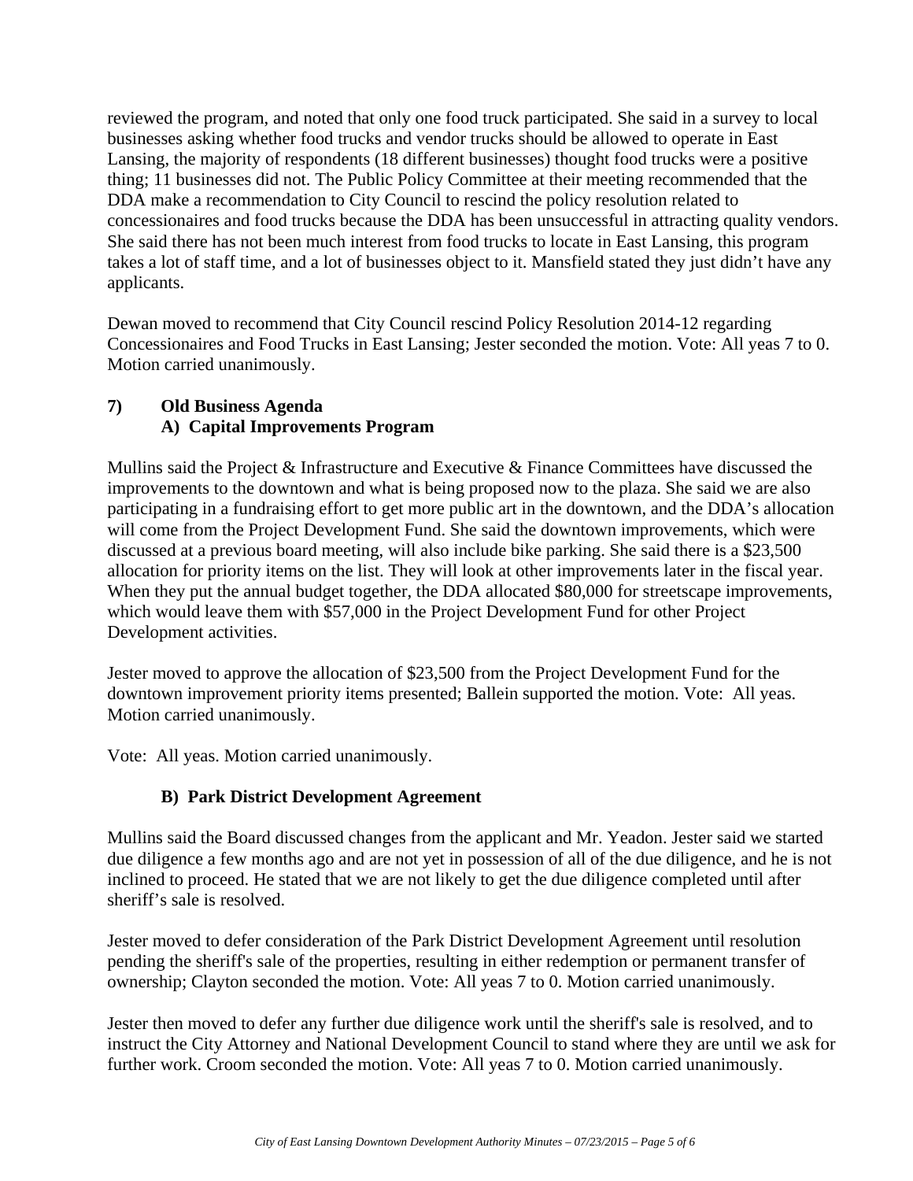reviewed the program, and noted that only one food truck participated. She said in a survey to local businesses asking whether food trucks and vendor trucks should be allowed to operate in East Lansing, the majority of respondents (18 different businesses) thought food trucks were a positive thing; 11 businesses did not. The Public Policy Committee at their meeting recommended that the DDA make a recommendation to City Council to rescind the policy resolution related to concessionaires and food trucks because the DDA has been unsuccessful in attracting quality vendors. She said there has not been much interest from food trucks to locate in East Lansing, this program takes a lot of staff time, and a lot of businesses object to it. Mansfield stated they just didn't have any applicants.

Dewan moved to recommend that City Council rescind Policy Resolution 2014-12 regarding Concessionaires and Food Trucks in East Lansing; Jester seconded the motion. Vote: All yeas 7 to 0. Motion carried unanimously.

## 7) Old Business Agenda

### A) Capital Improvements Program

Mullins said the Project & Infrastructure and Executive & Finance Committees have discussed the improvements to the downtown and what is being proposed now to the plaza. She said we are also participating in a fundraising effort to get more public art in the downtown, and the DDA's allocation will come from the Project Development Fund. She said the downtown improvements, which were discussed at a previous board meeting, will also include bike parking. She said there is a $23,500 allocation for priority items on the list. They will look at other improvements later in the fiscal year. When they put the annual budget together, the DDA allocated $80,000 for streetscape improvements, which would leave them with $57,000 in the Project Development Fund for other Project Development activities.

Jester moved to approve the allocation of $23,500 from the Project Development Fund for the downtown improvement priority items presented; Ballein supported the motion. Vote: All yeas. Motion carried unanimously.

Vote: All yeas. Motion carried unanimously.

### B) Park District Development Agreement

Mullins said the Board discussed changes from the applicant and Mr. Yeadon. Jester said we started due diligence a few months ago and are not yet in possession of all of the due diligence, and he is not inclined to proceed. He stated that we are not likely to get the due diligence completed until after sheriff's sale is resolved.

Jester moved to defer consideration of the Park District Development Agreement until resolution pending the sheriff's sale of the properties, resulting in either redemption or permanent transfer of ownership; Clayton seconded the motion. Vote: All yeas 7 to 0. Motion carried unanimously.

Jester then moved to defer any further due diligence work until the sheriff's sale is resolved, and to instruct the City Attorney and National Development Council to stand where they are until we ask for further work. Croom seconded the motion. Vote: All yeas 7 to 0. Motion carried unanimously.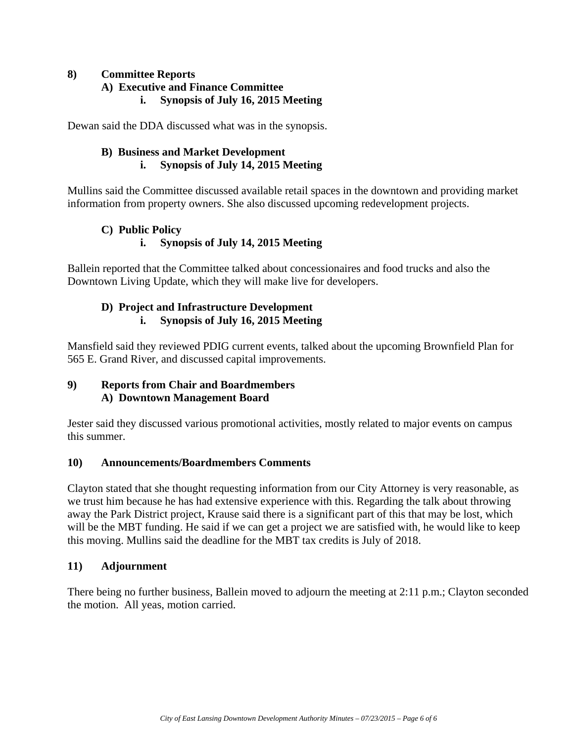**8) Committee Reports**

**A) Executive and Finance Committee**

**i. Synopsis of July 16, 2015 Meeting**

Dewan said the DDA discussed what was in the synopsis.

**B) Business and Market Development**

**i. Synopsis of July 14, 2015 Meeting**

Mullins said the Committee discussed available retail spaces in the downtown and providing market information from property owners. She also discussed upcoming redevelopment projects.

**C) Public Policy**

**i. Synopsis of July 14, 2015 Meeting**

Ballein reported that the Committee talked about concessionaires and food trucks and also the Downtown Living Update, which they will make live for developers.

**D) Project and Infrastructure Development**

**i. Synopsis of July 16, 2015 Meeting**

Mansfield said they reviewed PDIG current events, talked about the upcoming Brownfield Plan for 565 E. Grand River, and discussed capital improvements.

**9) Reports from Chair and Boardmembers**

**A) Downtown Management Board**

Jester said they discussed various promotional activities, mostly related to major events on campus this summer.

**10) Announcements/Boardmembers Comments**

Clayton stated that she thought requesting information from our City Attorney is very reasonable, as we trust him because he has had extensive experience with this. Regarding the talk about throwing away the Park District project, Krause said there is a significant part of this that may be lost, which will be the MBT funding. He said if we can get a project we are satisfied with, he would like to keep this moving. Mullins said the deadline for the MBT tax credits is July of 2018.

**11) Adjournment**

There being no further business, Ballein moved to adjourn the meeting at 2:11 p.m.; Clayton seconded the motion. All yeas, motion carried.